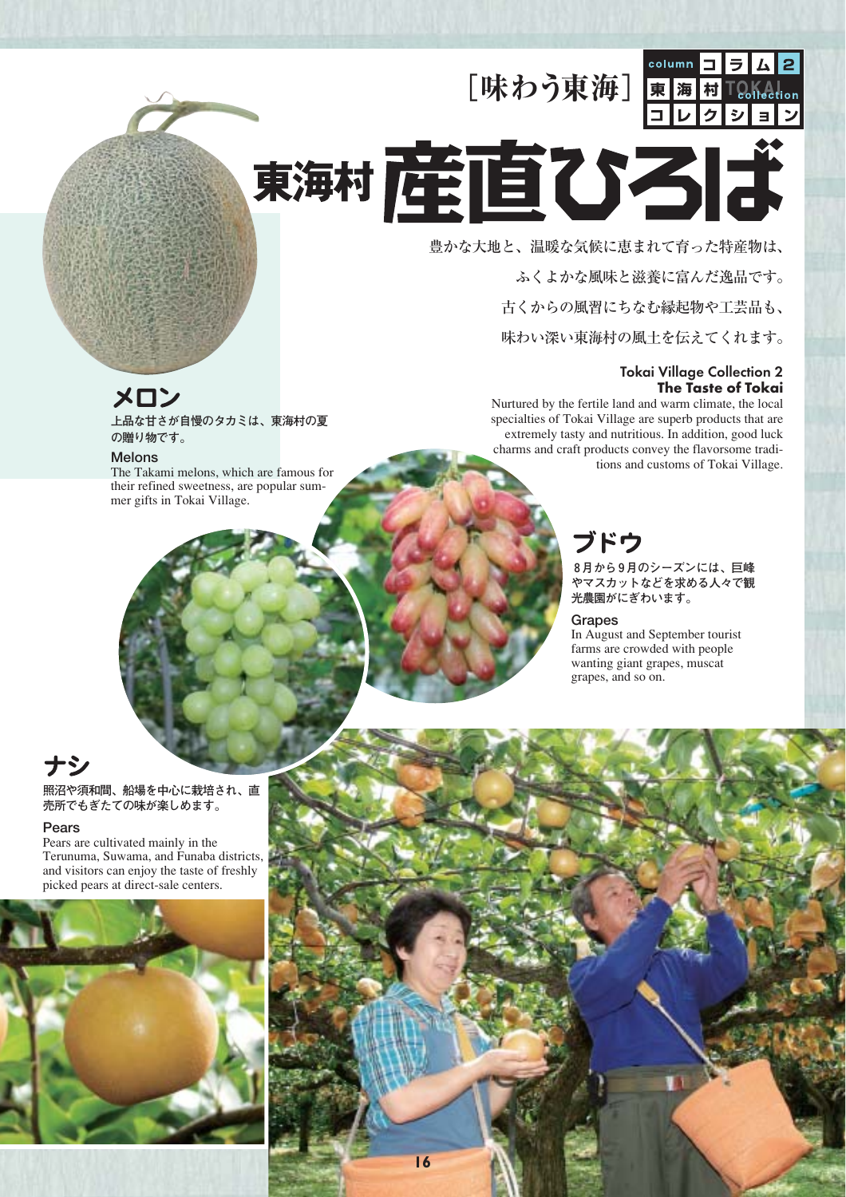［味わう東海］

column コラム2 東海村 TOKAI collection コレクション

# 東海村 産直ひろば

豊かな大地と、温暖な気候に恵まれて育った特産物は、

ふくよかな風味と滋養に富んだ逸品です。

古くからの風習にちなむ縁起物や工芸品も、

味わい深い東海村の風土を伝えてくれます。

**Tokai Village Collection 2**
**The Taste of Tokai**

Nurtured by the fertile land and warm climate, the local specialties of Tokai Village are superb products that are extremely tasty and nutritious. In addition, good luck charms and craft products convey the flavorsome traditions and customs of Tokai Village.

## メロン

上品な甘さが自慢のタカミは、東海村の夏の贈り物です。

### Melons

The Takami melons, which are famous for their refined sweetness, are popular summer gifts in Tokai Village.

## ブドウ

8月から9月のシーズンには、巨峰やマスカットなどを求める人々で観光農園がにぎわいます。

### Grapes

In August and September tourist farms are crowded with people wanting giant grapes, muscat grapes, and so on.

## ナシ

照沼や須和間、船場を中心に栽培され、直売所でもぎたての味が楽しめます。

### Pears

Pears are cultivated mainly in the Terunuma, Suwama, and Funaba districts, and visitors can enjoy the taste of freshly picked pears at direct-sale centers.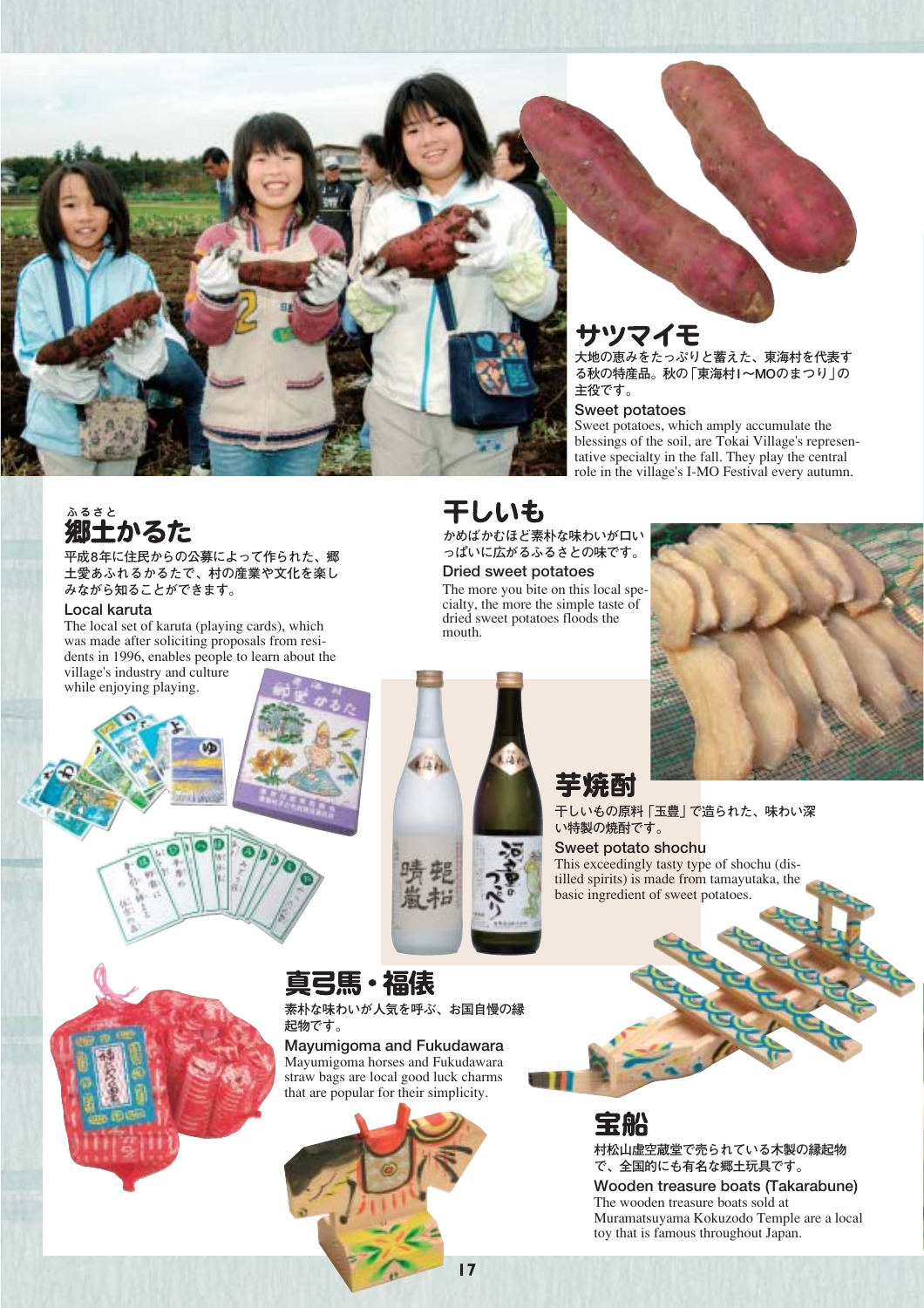## サツマイモ

大地の恵みをたっぷりと蓄えた、東海村を代表する秋の特産品。秋の「東海村I～MOのまつり」の主役です。

### Sweet potatoes

Sweet potatoes, which amply accumulate the blessings of the soil, are Tokai Village's representative specialty in the fall. They play the central role in the village's I-MO Festival every autumn.

## 郷土(ふるさと)かるた

平成8年に住民からの公募によって作られた、郷土愛あふれるかるたで、村の産業や文化を楽しみながら知ることができます。

### Local karuta

The local set of karuta (playing cards), which was made after soliciting proposals from residents in 1996, enables people to learn about the village's industry and culture while enjoying playing.

## 干しいも

かめばかむほど素朴な味わいが口いっぱいに広がるふるさとの味です。

### Dried sweet potatoes

The more you bite on this local specialty, the more the simple taste of dried sweet potatoes floods the mouth.

## 芋焼酎

干しいもの原料「玉豊」で造られた、味わい深い特製の焼酎です。

### Sweet potato shochu

This exceedingly tasty type of shochu (distilled spirits) is made from tamayutaka, the basic ingredient of sweet potatoes.

## 真弓馬・福俵

素朴な味わいが人気を呼ぶ、お国自慢の縁起物です。

### Mayumigoma and Fukudawara

Mayumigoma horses and Fukudawara straw bags are local good luck charms that are popular for their simplicity.

## 宝船

村松山虚空蔵堂で売られている木製の縁起物で、全国的にも有名な郷土玩具です。

### Wooden treasure boats (Takarabune)

The wooden treasure boats sold at Muramatsuyama Kokuzodo Temple are a local toy that is famous throughout Japan.